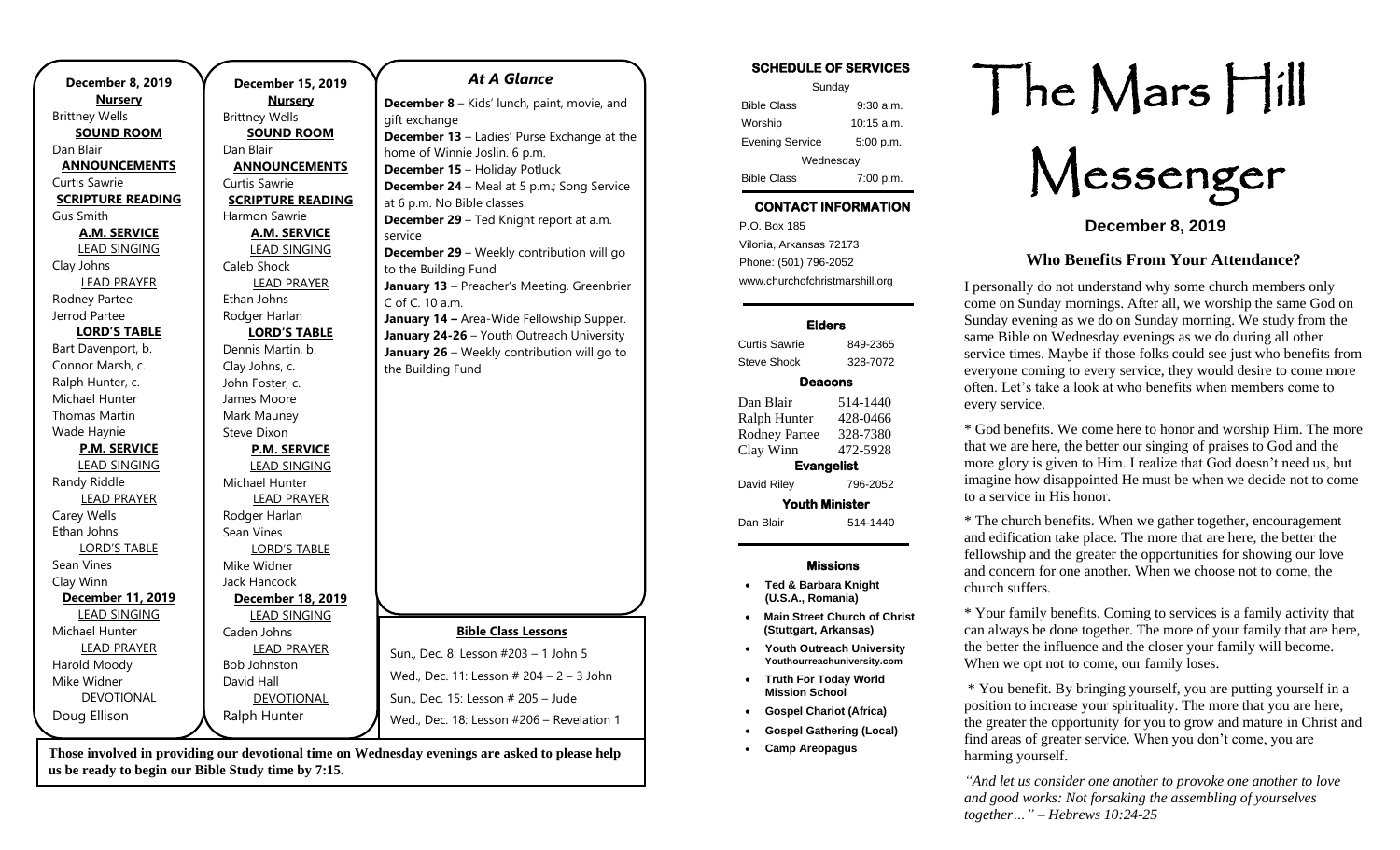**December 8, 2019**

**Nursery**
Brittney Wells

**SOUND ROOM**
Dan Blair

**ANNOUNCEMENTS**
Curtis Sawrie

**SCRIPTURE READING**
Gus Smith

**A.M. SERVICE**

LEAD SINGING
Clay Johns

LEAD PRAYER
Rodney Partee
Jerrod Partee

**LORD'S TABLE**
Bart Davenport, b.
Connor Marsh, c.
Ralph Hunter, c.
Michael Hunter
Thomas Martin
Wade Haynie

**P.M. SERVICE**

LEAD SINGING
Randy Riddle

LEAD PRAYER
Carey Wells
Ethan Johns

LORD'S TABLE
Sean Vines
Clay Winn

**December 11, 2019**

LEAD SINGING
Michael Hunter

LEAD PRAYER
Harold Moody
Mike Widner

DEVOTIONAL
Doug Ellison

**December 15, 2019**

**Nursery**
Brittney Wells

**SOUND ROOM**
Dan Blair

**ANNOUNCEMENTS**
Curtis Sawrie

**SCRIPTURE READING**
Harmon Sawrie

**A.M. SERVICE**

LEAD SINGING
Caleb Shock

LEAD PRAYER
Ethan Johns
Rodger Harlan

**LORD'S TABLE**
Dennis Martin, b.
Clay Johns, c.
John Foster, c.
James Moore
Mark Mauney
Steve Dixon

**P.M. SERVICE**

LEAD SINGING
Michael Hunter

LEAD PRAYER
Rodger Harlan
Sean Vines

LORD'S TABLE
Mike Widner
Jack Hancock

**December 18, 2019**

LEAD SINGING
Caden Johns

LEAD PRAYER
Bob Johnston
David Hall

DEVOTIONAL
Ralph Hunter

## *At A Glance*

**December 8** – Kids' lunch, paint, movie, and gift exchange
**December 13** – Ladies' Purse Exchange at the home of Winnie Joslin. 6 p.m.
**December 15** – Holiday Potluck
**December 24** – Meal at 5 p.m.; Song Service at 6 p.m. No Bible classes.
**December 29** – Ted Knight report at a.m. service
**December 29** – Weekly contribution will go to the Building Fund
**January 13** – Preacher's Meeting. Greenbrier C of C. 10 a.m.
**January 14 –** Area-Wide Fellowship Supper.
**January 24-26** – Youth Outreach University
**January 26** – Weekly contribution will go to the Building Fund

**Bible Class Lessons**

Sun., Dec. 8: Lesson #203 – 1 John 5
Wed., Dec. 11: Lesson # 204 – 2 – 3 John
Sun., Dec. 15: Lesson # 205 – Jude
Wed., Dec. 18: Lesson #206 – Revelation 1

**Those involved in providing our devotional time on Wednesday evenings are asked to please help us be ready to begin our Bible Study time by 7:15.**

### SCHEDULE OF SERVICES

| Sunday | |
|---|---|
| Bible Class | 9:30 a.m. |
| Worship | 10:15 a.m. |
| Evening Service | 5:00 p.m. |
| Wednesday | |
| Bible Class | 7:00 p.m. |

### CONTACT INFORMATION

P.O. Box 185
Vilonia, Arkansas 72173
Phone: (501) 796-2052
www.churchofchristmarshill.org

### Elders

Curtis Sawrie 849-2365
Steve Shock 328-7072

### Deacons

Dan Blair 514-1440
Ralph Hunter 428-0466
Rodney Partee 328-7380
Clay Winn 472-5928

### Evangelist

David Riley 796-2052

### Youth Minister

Dan Blair 514-1440

### Missions

- **Ted & Barbara Knight (U.S.A., Romania)**
- **Main Street Church of Christ (Stuttgart, Arkansas)**
- **Youth Outreach University Youthourreachuniversity.com**
- **Truth For Today World Mission School**
- **Gospel Chariot (Africa)**
- **Gospel Gathering (Local)**
- **Camp Areopagus**

# The Mars Hill Messenger

**December 8, 2019**

## Who Benefits From Your Attendance?

I personally do not understand why some church members only come on Sunday mornings. After all, we worship the same God on Sunday evening as we do on Sunday morning. We study from the same Bible on Wednesday evenings as we do during all other service times. Maybe if those folks could see just who benefits from everyone coming to every service, they would desire to come more often. Let's take a look at who benefits when members come to every service.

* God benefits. We come here to honor and worship Him. The more that we are here, the better our singing of praises to God and the more glory is given to Him. I realize that God doesn't need us, but imagine how disappointed He must be when we decide not to come to a service in His honor.

* The church benefits. When we gather together, encouragement and edification take place. The more that are here, the better the fellowship and the greater the opportunities for showing our love and concern for one another. When we choose not to come, the church suffers.

* Your family benefits. Coming to services is a family activity that can always be done together. The more of your family that are here, the better the influence and the closer your family will become. When we opt not to come, our family loses.

* You benefit. By bringing yourself, you are putting yourself in a position to increase your spirituality. The more that you are here, the greater the opportunity for you to grow and mature in Christ and find areas of greater service. When you don't come, you are harming yourself.

*"And let us consider one another to provoke one another to love and good works: Not forsaking the assembling of yourselves together…" – Hebrews 10:24-25*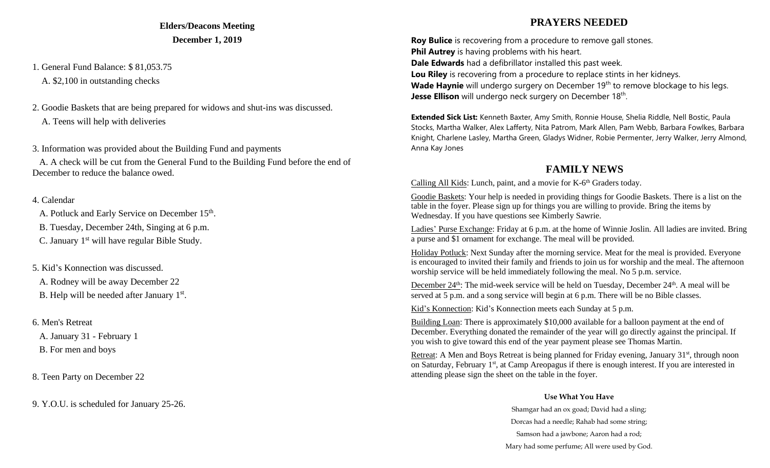## Elders/Deacons Meeting

**December 1, 2019**

1. General Fund Balance: $ 81,053.75
   A. $2,100 in outstanding checks

2. Goodie Baskets that are being prepared for widows and shut-ins was discussed.
   A. Teens will help with deliveries

3. Information was provided about the Building Fund and payments
   A. A check will be cut from the General Fund to the Building Fund before the end of December to reduce the balance owed.

4. Calendar
   A. Potluck and Early Service on December 15th.
   B. Tuesday, December 24th, Singing at 6 p.m.
   C. January 1st will have regular Bible Study.

5. Kid's Konnection was discussed.
   A. Rodney will be away December 22
   B. Help will be needed after January 1st.

6. Men's Retreat
   A. January 31 - February 1
   B. For men and boys

8. Teen Party on December 22

9. Y.O.U. is scheduled for January 25-26.

## PRAYERS NEEDED

**Roy Bulice** is recovering from a procedure to remove gall stones.
**Phil Autrey** is having problems with his heart.
**Dale Edwards** had a defibrillator installed this past week.
**Lou Riley** is recovering from a procedure to replace stints in her kidneys.
**Wade Haynie** will undergo surgery on December 19th to remove blockage to his legs.
**Jesse Ellison** will undergo neck surgery on December 18th.

**Extended Sick List:** Kenneth Baxter, Amy Smith, Ronnie House, Shelia Riddle, Nell Bostic, Paula Stocks, Martha Walker, Alex Lafferty, Nita Patrom, Mark Allen, Pam Webb, Barbara Fowlkes, Barbara Knight, Charlene Lasley, Martha Green, Gladys Widner, Robie Permenter, Jerry Walker, Jerry Almond, Anna Kay Jones

## FAMILY NEWS

Calling All Kids: Lunch, paint, and a movie for K-6th Graders today.

Goodie Baskets: Your help is needed in providing things for Goodie Baskets. There is a list on the table in the foyer. Please sign up for things you are willing to provide. Bring the items by Wednesday. If you have questions see Kimberly Sawrie.

Ladies' Purse Exchange: Friday at 6 p.m. at the home of Winnie Joslin. All ladies are invited. Bring a purse and $1 ornament for exchange. The meal will be provided.

Holiday Potluck: Next Sunday after the morning service. Meat for the meal is provided. Everyone is encouraged to invited their family and friends to join us for worship and the meal. The afternoon worship service will be held immediately following the meal. No 5 p.m. service.

December 24th: The mid-week service will be held on Tuesday, December 24th. A meal will be served at 5 p.m. and a song service will begin at 6 p.m. There will be no Bible classes.

Kid's Konnection: Kid's Konnection meets each Sunday at 5 p.m.

Building Loan: There is approximately $10,000 available for a balloon payment at the end of December. Everything donated the remainder of the year will go directly against the principal. If you wish to give toward this end of the year payment please see Thomas Martin.

Retreat: A Men and Boys Retreat is being planned for Friday evening, January 31st, through noon on Saturday, February 1st, at Camp Areopagus if there is enough interest. If you are interested in attending please sign the sheet on the table in the foyer.

**Use What You Have**

Shamgar had an ox goad; David had a sling;
Dorcas had a needle; Rahab had some string;
Samson had a jawbone; Aaron had a rod;
Mary had some perfume; All were used by God.